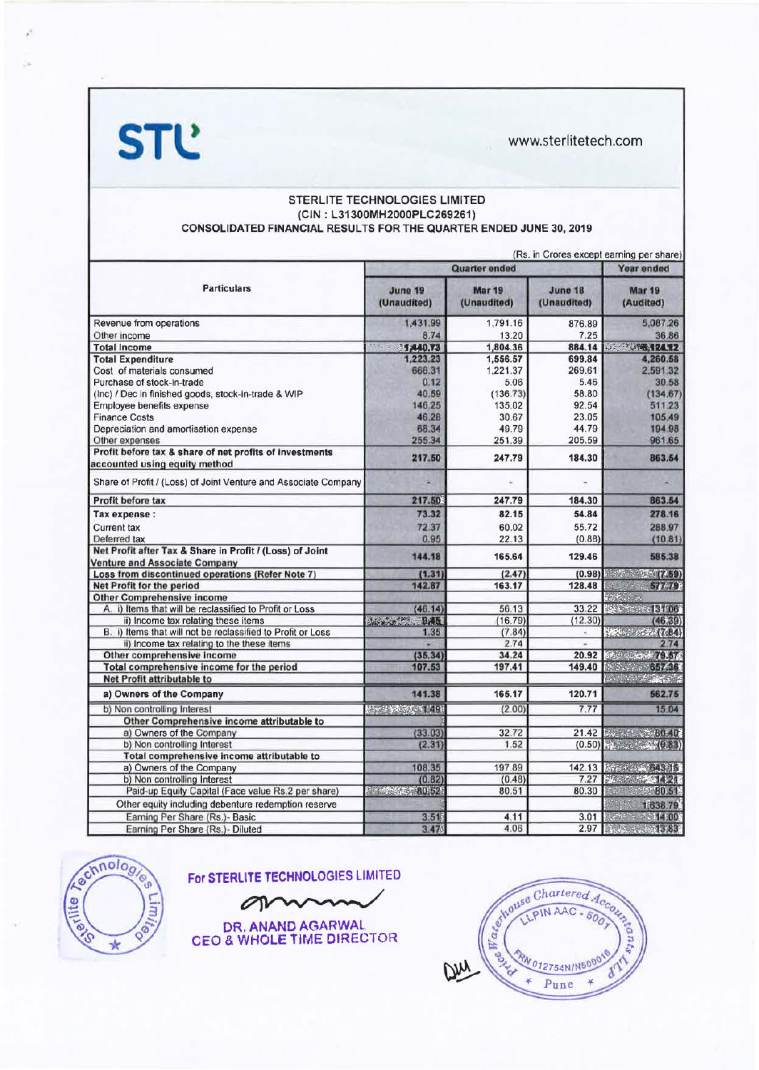STL

www.sterlitetech.com

## STERLITE TECHNOLOGIES LIMITED
### (CIN : L31300MH2000PLC269261)
### CONSOLIDATED FINANCIAL RESULTS FOR THE QUARTER ENDED JUNE 30, 2019

(Rs. in Crores except earning per share)

| Particulars | Quarter ended | | | Year ended |
|---|---|---|---|---|
| | June 19 (Unaudited) | Mar 19 (Unaudited) | June 18 (Unaudited) | Mar 19 (Audited) |
| Revenue from operations | 1,431.99 | 1,791.16 | 876.89 | 5,087.26 |
| Other income | 8.74 | 13.20 | 7.25 | 36.86 |
| **Total Income** | 1,440.73 | 1,804.36 | 884.14 | 5,124.12 |
| **Total Expenditure** | 1,223.23 | 1,556.57 | 699.84 | 4,260.58 |
| Cost of materials consumed | 666.31 | 1,221.37 | 269.61 | 2,591.32 |
| Purchase of stock-in-trade | 0.12 | 5.06 | 5.46 | 30.58 |
| (Inc) / Dec in finished goods, stock-in-trade & WIP | 40.59 | (136.73) | 58.80 | (134.67) |
| Employee benefits expense | 146.25 | 135.02 | 92.54 | 511.23 |
| Finance Costs | 46.28 | 30.67 | 23.05 | 105.49 |
| Depreciation and amortisation expense | 68.34 | 49.79 | 44.79 | 194.98 |
| Other expenses | 255.34 | 251.39 | 205.59 | 961.65 |
| **Profit before tax & share of net profits of investments accounted using equity method** | 217.50 | 247.79 | 184.30 | 863.54 |
| Share of Profit / (Loss) of Joint Venture and Associate Company | - | - | - | - |
| **Profit before tax** | 217.50 | 247.79 | 184.30 | 863.54 |
| **Tax expense :** | 73.32 | 82.15 | 54.84 | 278.16 |
| Current tax | 72.37 | 60.02 | 55.72 | 288.97 |
| Deferred tax | 0.95 | 22.13 | (0.88) | (10.81) |
| **Net Profit after Tax & Share in Profit / (Loss) of Joint Venture and Associate Company** | 144.18 | 165.64 | 129.46 | 585.38 |
| **Loss from discontinued operations (Refer Note 7)** | (1.31) | (2.47) | (0.98) | (7.59) |
| **Net Profit for the period** | 142.87 | 163.17 | 128.48 | 577.79 |
| **Other Comprehensive Income** | | | | |
| A. i) Items that will be reclassified to Profit or Loss | (46.14) | 56.13 | 33.22 | 131.06 |
| ii) Income tax relating these items | 9.45 | (16.79) | (12.30) | (46.39) |
| B. i) Items that will not be reclassified to Profit or Loss | 1.35 | (7.84) | - | (7.84) |
| ii) Income tax relating to the these items | - | 2.74 | - | 2.74 |
| **Other comprehensive income** | (35.34) | 34.24 | 20.92 | 79.57 |
| **Total comprehensive income for the period** | 107.53 | 197.41 | 149.40 | 657.36 |
| **Net Profit attributable to** | | | | |
| **a) Owners of the Company** | 141.38 | 165.17 | 120.71 | 562.75 |
| b) Non controlling Interest | 1.49 | (2.00) | 7.77 | 15.04 |
| **Other Comprehensive income attributable to** | | | | |
| a) Owners of the Company | (33.03) | 32.72 | 21.42 | 80.40 |
| b) Non controlling Interest | (2.31) | 1.52 | (0.50) | (0.83) |
| **Total comprehensive income attributable to** | | | | |
| a) Owners of the Company | 108.35 | 197.89 | 142.13 | 643.15 |
| b) Non controlling Interest | (0.82) | (0.48) | 7.27 | 14.21 |
| Paid-up Equity Capital (Face value Rs.2 per share) | 80.52 | 80.51 | 80.30 | 80.51 |
| Other equity including debenture redemption reserve | | | | 1,838.79 |
| Earning Per Share (Rs.)- Basic | 3.51 | 4.11 | 3.01 | 14.00 |
| Earning Per Share (Rs.)- Diluted | 3.47 | 4.06 | 2.97 | 13.83 |

**For STERLITE TECHNOLOGIES LIMITED**

**DR. ANAND AGARWAL**
**CEO & WHOLE TIME DIRECTOR**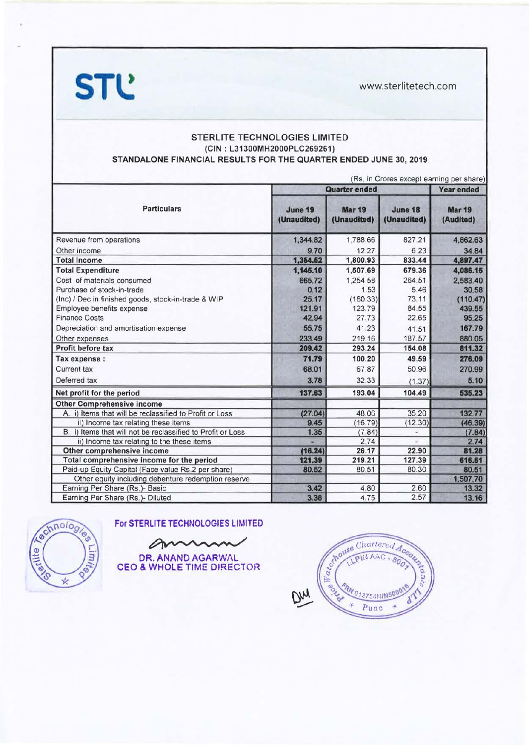STL

www.sterlitetech.com

## STERLITE TECHNOLOGIES LIMITED
(CIN : L31300MH2000PLC269261)
**STANDALONE FINANCIAL RESULTS FOR THE QUARTER ENDED JUNE 30, 2019**

(Rs. in Crores except earning per share)

| Particulars | Quarter ended | | | Year ended |
|---|---|---|---|---|
| | June 19 (Unaudited) | Mar 19 (Unaudited) | June 18 (Unaudited) | Mar 19 (Audited) |
| Revenue from operations | 1,344.82 | 1,788.66 | 827.21 | 4,862.63 |
| Other income | 9.70 | 12.27 | 6.23 | 34.84 |
| **Total Income** | **1,354.52** | **1,800.93** | **833.44** | **4,897.47** |
| **Total Expenditure** | **1,145.10** | **1,507.69** | **679.36** | **4,086.15** |
| Cost of materials consumed | 665.72 | 1,254.58 | 264.51 | 2,583.40 |
| Purchase of stock-in-trade | 0.12 | 1.53 | 5.46 | 30.58 |
| (Inc) / Dec in finished goods, stock-in-trade & WIP | 25.17 | (160.33) | 73.11 | (110.47) |
| Employee benefits expense | 121.91 | 123.79 | 84.55 | 439.55 |
| Finance Costs | 42.94 | 27.73 | 22.65 | 95.25 |
| Depreciation and amortisation expense | 55.75 | 41.23 | 41.51 | 167.79 |
| Other expenses | 233.49 | 219.16 | 187.57 | 880.05 |
| **Profit before tax** | **209.42** | **293.24** | **154.08** | **811.32** |
| **Tax expense :** | **71.79** | **100.20** | **49.59** | **276.09** |
| Current tax | 68.01 | 67.87 | 50.96 | 270.99 |
| Deferred tax | 3.78 | 32.33 | (1.37) | 5.10 |
| **Net profit for the period** | **137.63** | **193.04** | **104.49** | **535.23** |
| **Other Comprehensive income** | | | | |
| A. i) Items that will be reclassified to Profit or Loss | (27.04) | 48.06 | 35.20 | 132.77 |
| ii) Income tax relating these items | 9.45 | (16.79) | (12.30) | (46.39) |
| B. i) Items that will not be reclassified to Profit or Loss | 1.35 | (7.84) | - | (7.84) |
| ii) Income tax relating to the these items | - | 2.74 | - | 2.74 |
| **Other comprehensive income** | **(16.24)** | **26.17** | **22.90** | **81.28** |
| **Total comprehensive income for the period** | **121.39** | **219.21** | **127.39** | **616.51** |
| Paid-up Equity Capital (Face value Rs.2 per share) | 80.52 | 80.51 | 80.30 | 80.51 |
| Other equity including debenture redemption reserve | | | | 1,507.70 |
| Earning Per Share (Rs.)- Basic | 3.42 | 4.80 | 2.60 | 13.32 |
| Earning Per Share (Rs.)- Diluted | 3.38 | 4.75 | 2.57 | 13.16 |

**For STERLITE TECHNOLOGIES LIMITED**

**DR. ANAND AGARWAL**
**CEO & WHOLE TIME DIRECTOR**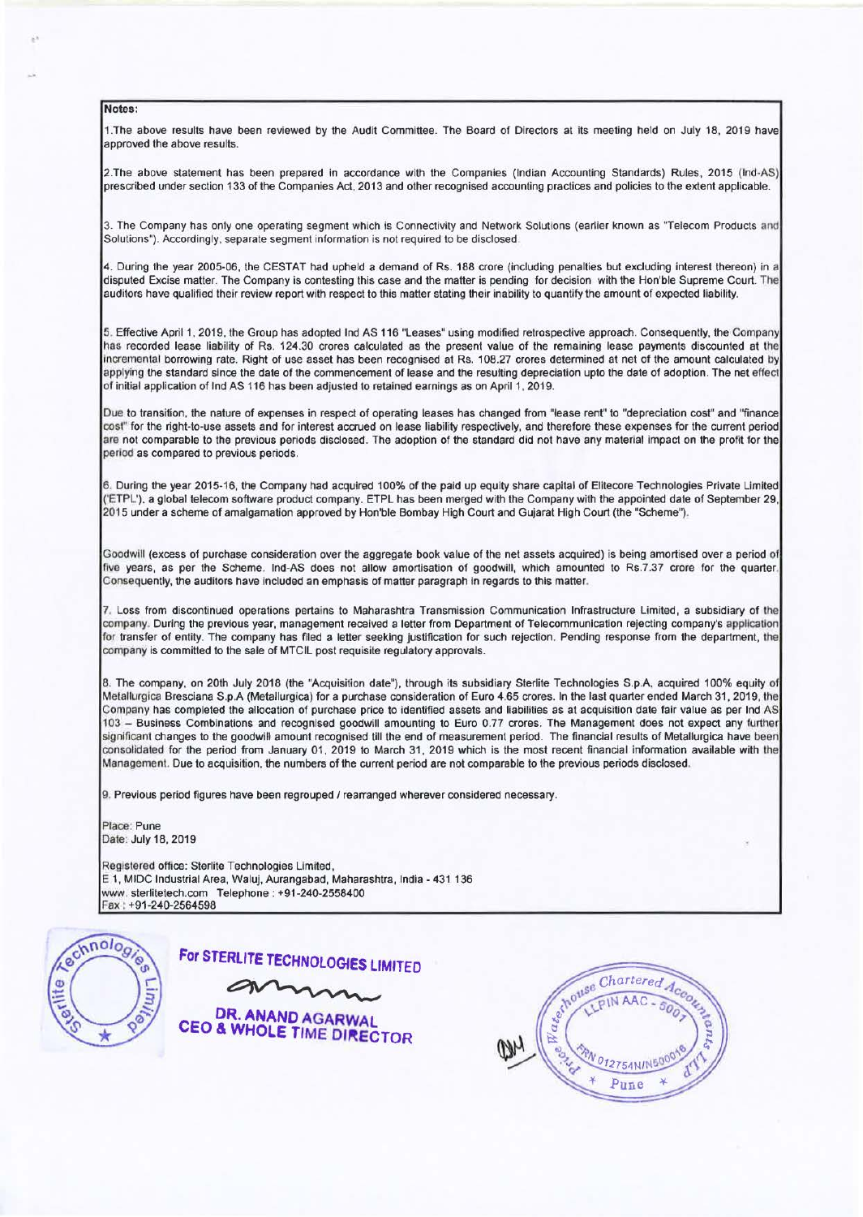**Notes:**

1.The above results have been reviewed by the Audit Committee. The Board of Directors at its meeting held on July 18, 2019 have approved the above results.

2.The above statement has been prepared in accordance with the Companies (Indian Accounting Standards) Rules, 2015 (Ind-AS) prescribed under section 133 of the Companies Act, 2013 and other recognised accounting practices and policies to the extent applicable.

3. The Company has only one operating segment which is Connectivity and Network Solutions (earlier known as "Telecom Products and Solutions"). Accordingly, separate segment information is not required to be disclosed.

4. During the year 2005-06, the CESTAT had upheld a demand of Rs. 188 crore (including penalties but excluding interest thereon) in a disputed Excise matter. The Company is contesting this case and the matter is pending for decision with the Hon'ble Supreme Court. The auditors have qualified their review report with respect to this matter stating their inability to quantify the amount of expected liability.

5. Effective April 1, 2019, the Group has adopted Ind AS 116 "Leases" using modified retrospective approach. Consequently, the Company has recorded lease liability of Rs. 124.30 crores calculated as the present value of the remaining lease payments discounted at the incremental borrowing rate. Right of use asset has been recognised at Rs. 108.27 crores determined at net of the amount calculated by applying the standard since the date of the commencement of lease and the resulting depreciation upto the date of adoption. The net effect of initial application of Ind AS 116 has been adjusted to retained earnings as on April 1, 2019.

Due to transition, the nature of expenses in respect of operating leases has changed from "lease rent" to "depreciation cost" and "finance cost" for the right-to-use assets and for interest accrued on lease liability respectively, and therefore these expenses for the current period are not comparable to the previous periods disclosed. The adoption of the standard did not have any material impact on the profit for the period as compared to previous periods.

6. During the year 2015-16, the Company had acquired 100% of the paid up equity share capital of Elitecore Technologies Private Limited ('ETPL'), a global telecom software product company. ETPL has been merged with the Company with the appointed date of September 29, 2015 under a scheme of amalgamation approved by Hon'ble Bombay High Court and Gujarat High Court (the "Scheme").

Goodwill (excess of purchase consideration over the aggregate book value of the net assets acquired) is being amortised over a period of five years, as per the Scheme. Ind-AS does not allow amortisation of goodwill, which amounted to Rs.7.37 crore for the quarter. Consequently, the auditors have included an emphasis of matter paragraph in regards to this matter.

7. Loss from discontinued operations pertains to Maharashtra Transmission Communication Infrastructure Limited, a subsidiary of the company. During the previous year, management received a letter from Department of Telecommunication rejecting company's application for transfer of entity. The company has filed a letter seeking justification for such rejection. Pending response from the department, the company is committed to the sale of MTCIL post requisite regulatory approvals.

8. The company, on 20th July 2018 (the "Acquisition date"), through its subsidiary Sterlite Technologies S.p.A, acquired 100% equity of Metallurgica Bresciana S.p.A (Metallurgica) for a purchase consideration of Euro 4.65 crores. In the last quarter ended March 31, 2019, the Company has completed the allocation of purchase price to identified assets and liabilities as at acquisition date fair value as per Ind AS 103 – Business Combinations and recognised goodwill amounting to Euro 0.77 crores. The Management does not expect any further significant changes to the goodwill amount recognised till the end of measurement period. The financial results of Metallurgica have been consolidated for the period from January 01, 2019 to March 31, 2019 which is the most recent financial information available with the Management. Due to acquisition, the numbers of the current period are not comparable to the previous periods disclosed.

9. Previous period figures have been regrouped / rearranged wherever considered necessary.

Place: Pune
Date: July 18, 2019

Registered office: Sterlite Technologies Limited,
E 1, MIDC Industrial Area, Waluj, Aurangabad, Maharashtra, India - 431 136
www. sterlitetech.com Telephone : +91-240-2558400
Fax : +91-240-2564598

**For STERLITE TECHNOLOGIES LIMITED**

**DR. ANAND AGARWAL**
**CEO & WHOLE TIME DIRECTOR**